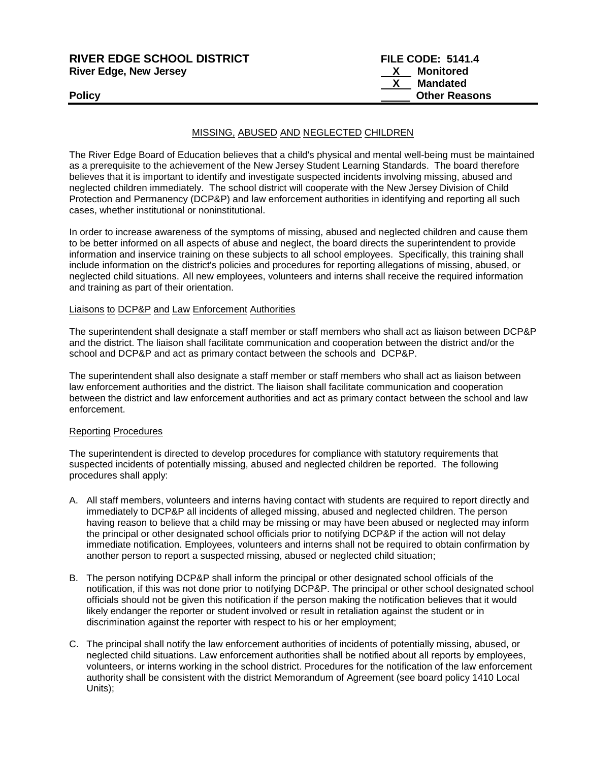**RIVER EDGE SCHOOL DISTRICT**
**River Edge, New Jersey**

**Policy**

**FILE CODE: 5141.4**
**X Monitored**
**X Mandated**
**\_\_\_\_\_ Other Reasons**

## MISSING, ABUSED AND NEGLECTED CHILDREN

The River Edge Board of Education believes that a child's physical and mental well-being must be maintained as a prerequisite to the achievement of the New Jersey Student Learning Standards. The board therefore believes that it is important to identify and investigate suspected incidents involving missing, abused and neglected children immediately. The school district will cooperate with the New Jersey Division of Child Protection and Permanency (DCP&P) and law enforcement authorities in identifying and reporting all such cases, whether institutional or noninstitutional.

In order to increase awareness of the symptoms of missing, abused and neglected children and cause them to be better informed on all aspects of abuse and neglect, the board directs the superintendent to provide information and inservice training on these subjects to all school employees. Specifically, this training shall include information on the district's policies and procedures for reporting allegations of missing, abused, or neglected child situations. All new employees, volunteers and interns shall receive the required information and training as part of their orientation.

### Liaisons to DCP&P and Law Enforcement Authorities

The superintendent shall designate a staff member or staff members who shall act as liaison between DCP&P and the district. The liaison shall facilitate communication and cooperation between the district and/or the school and DCP&P and act as primary contact between the schools and DCP&P.

The superintendent shall also designate a staff member or staff members who shall act as liaison between law enforcement authorities and the district. The liaison shall facilitate communication and cooperation between the district and law enforcement authorities and act as primary contact between the school and law enforcement.

### Reporting Procedures

The superintendent is directed to develop procedures for compliance with statutory requirements that suspected incidents of potentially missing, abused and neglected children be reported. The following procedures shall apply:

A. All staff members, volunteers and interns having contact with students are required to report directly and immediately to DCP&P all incidents of alleged missing, abused and neglected children. The person having reason to believe that a child may be missing or may have been abused or neglected may inform the principal or other designated school officials prior to notifying DCP&P if the action will not delay immediate notification. Employees, volunteers and interns shall not be required to obtain confirmation by another person to report a suspected missing, abused or neglected child situation;

B. The person notifying DCP&P shall inform the principal or other designated school officials of the notification, if this was not done prior to notifying DCP&P. The principal or other school designated school officials should not be given this notification if the person making the notification believes that it would likely endanger the reporter or student involved or result in retaliation against the student or in discrimination against the reporter with respect to his or her employment;

C. The principal shall notify the law enforcement authorities of incidents of potentially missing, abused, or neglected child situations. Law enforcement authorities shall be notified about all reports by employees, volunteers, or interns working in the school district. Procedures for the notification of the law enforcement authority shall be consistent with the district Memorandum of Agreement (see board policy 1410 Local Units);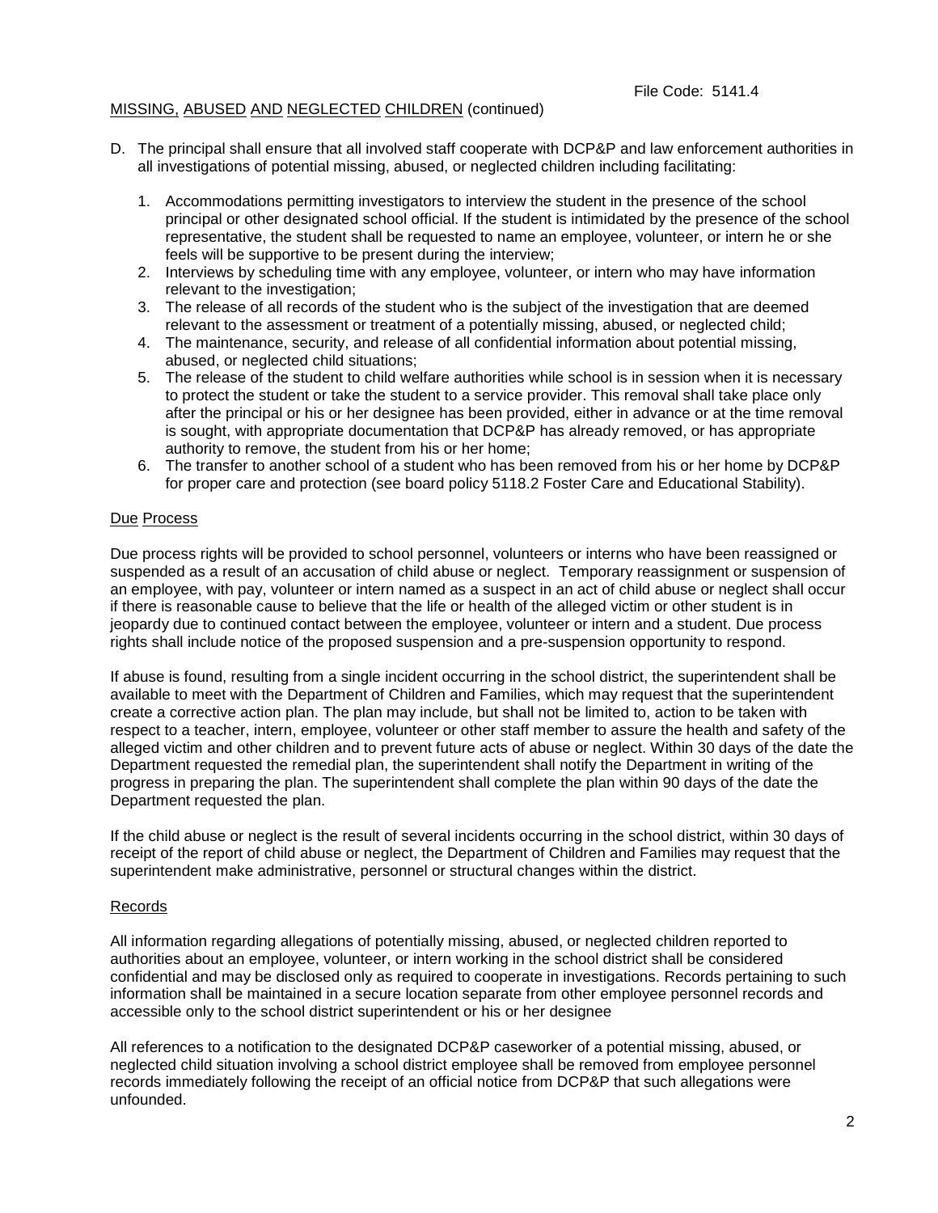File Code: 5141.4

MISSING, ABUSED AND NEGLECTED CHILDREN (continued)

D. The principal shall ensure that all involved staff cooperate with DCP&P and law enforcement authorities in all investigations of potential missing, abused, or neglected children including facilitating:

   1. Accommodations permitting investigators to interview the student in the presence of the school principal or other designated school official. If the student is intimidated by the presence of the school representative, the student shall be requested to name an employee, volunteer, or intern he or she feels will be supportive to be present during the interview;
   2. Interviews by scheduling time with any employee, volunteer, or intern who may have information relevant to the investigation;
   3. The release of all records of the student who is the subject of the investigation that are deemed relevant to the assessment or treatment of a potentially missing, abused, or neglected child;
   4. The maintenance, security, and release of all confidential information about potential missing, abused, or neglected child situations;
   5. The release of the student to child welfare authorities while school is in session when it is necessary to protect the student or take the student to a service provider. This removal shall take place only after the principal or his or her designee has been provided, either in advance or at the time removal is sought, with appropriate documentation that DCP&P has already removed, or has appropriate authority to remove, the student from his or her home;
   6. The transfer to another school of a student who has been removed from his or her home by DCP&P for proper care and protection (see board policy 5118.2 Foster Care and Educational Stability).

## Due Process

Due process rights will be provided to school personnel, volunteers or interns who have been reassigned or suspended as a result of an accusation of child abuse or neglect. Temporary reassignment or suspension of an employee, with pay, volunteer or intern named as a suspect in an act of child abuse or neglect shall occur if there is reasonable cause to believe that the life or health of the alleged victim or other student is in jeopardy due to continued contact between the employee, volunteer or intern and a student. Due process rights shall include notice of the proposed suspension and a pre-suspension opportunity to respond.

If abuse is found, resulting from a single incident occurring in the school district, the superintendent shall be available to meet with the Department of Children and Families, which may request that the superintendent create a corrective action plan. The plan may include, but shall not be limited to, action to be taken with respect to a teacher, intern, employee, volunteer or other staff member to assure the health and safety of the alleged victim and other children and to prevent future acts of abuse or neglect. Within 30 days of the date the Department requested the remedial plan, the superintendent shall notify the Department in writing of the progress in preparing the plan. The superintendent shall complete the plan within 90 days of the date the Department requested the plan.

If the child abuse or neglect is the result of several incidents occurring in the school district, within 30 days of receipt of the report of child abuse or neglect, the Department of Children and Families may request that the superintendent make administrative, personnel or structural changes within the district.

## Records

All information regarding allegations of potentially missing, abused, or neglected children reported to authorities about an employee, volunteer, or intern working in the school district shall be considered confidential and may be disclosed only as required to cooperate in investigations. Records pertaining to such information shall be maintained in a secure location separate from other employee personnel records and accessible only to the school district superintendent or his or her designee

All references to a notification to the designated DCP&P caseworker of a potential missing, abused, or neglected child situation involving a school district employee shall be removed from employee personnel records immediately following the receipt of an official notice from DCP&P that such allegations were unfounded.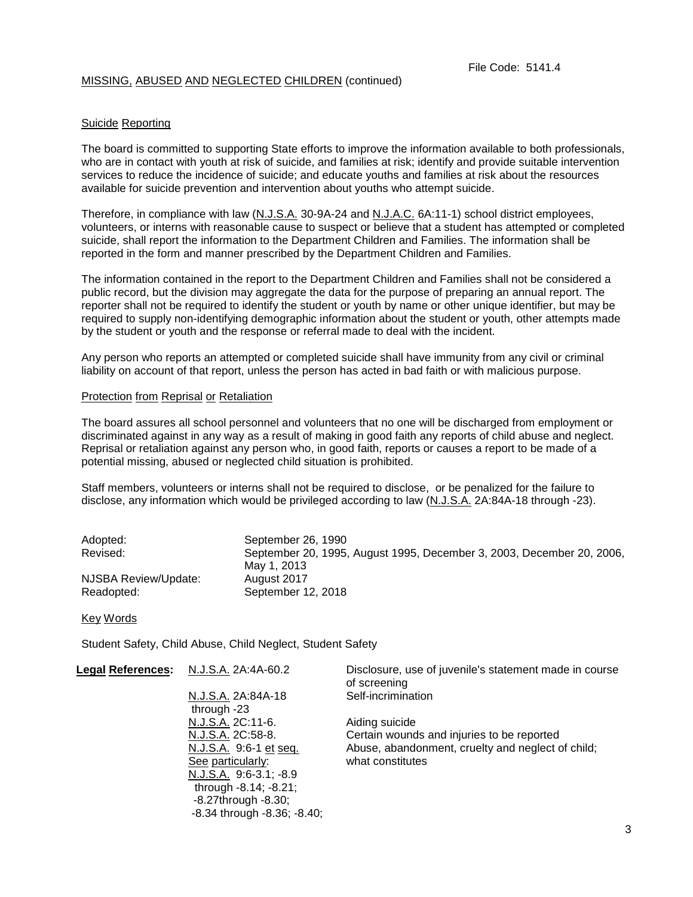File Code: 5141.4

MISSING, ABUSED AND NEGLECTED CHILDREN (continued)

## Suicide Reporting

The board is committed to supporting State efforts to improve the information available to both professionals, who are in contact with youth at risk of suicide, and families at risk; identify and provide suitable intervention services to reduce the incidence of suicide; and educate youths and families at risk about the resources available for suicide prevention and intervention about youths who attempt suicide.

Therefore, in compliance with law (N.J.S.A. 30-9A-24 and N.J.A.C. 6A:11-1) school district employees, volunteers, or interns with reasonable cause to suspect or believe that a student has attempted or completed suicide, shall report the information to the Department Children and Families. The information shall be reported in the form and manner prescribed by the Department Children and Families.

The information contained in the report to the Department Children and Families shall not be considered a public record, but the division may aggregate the data for the purpose of preparing an annual report. The reporter shall not be required to identify the student or youth by name or other unique identifier, but may be required to supply non-identifying demographic information about the student or youth, other attempts made by the student or youth and the response or referral made to deal with the incident.

Any person who reports an attempted or completed suicide shall have immunity from any civil or criminal liability on account of that report, unless the person has acted in bad faith or with malicious purpose.

## Protection from Reprisal or Retaliation

The board assures all school personnel and volunteers that no one will be discharged from employment or discriminated against in any way as a result of making in good faith any reports of child abuse and neglect. Reprisal or retaliation against any person who, in good faith, reports or causes a report to be made of a potential missing, abused or neglected child situation is prohibited.

Staff members, volunteers or interns shall not be required to disclose, or be penalized for the failure to disclose, any information which would be privileged according to law (N.J.S.A. 2A:84A-18 through -23).

| | |
|---|---|
| Adopted: | September 26, 1990 |
| Revised: | September 20, 1995, August 1995, December 3, 2003, December 20, 2006, May 1, 2013 |
| NJSBA Review/Update: | August 2017 |
| Readopted: | September 12, 2018 |

## Key Words

Student Safety, Child Abuse, Child Neglect, Student Safety

| Legal References: | | |
|---|---|---|
| | N.J.S.A. 2A:4A-60.2 | Disclosure, use of juvenile's statement made in course of screening |
| | N.J.S.A. 2A:84A-18 through -23 | Self-incrimination |
| | N.J.S.A. 2C:11-6. | Aiding suicide |
| | N.J.S.A. 2C:58-8. | Certain wounds and injuries to be reported |
| | N.J.S.A. 9:6-1 et seq. See particularly: N.J.S.A. 9:6-3.1; -8.9 through -8.14; -8.21; -8.27through -8.30; -8.34 through -8.36; -8.40; | Abuse, abandonment, cruelty and neglect of child; what constitutes |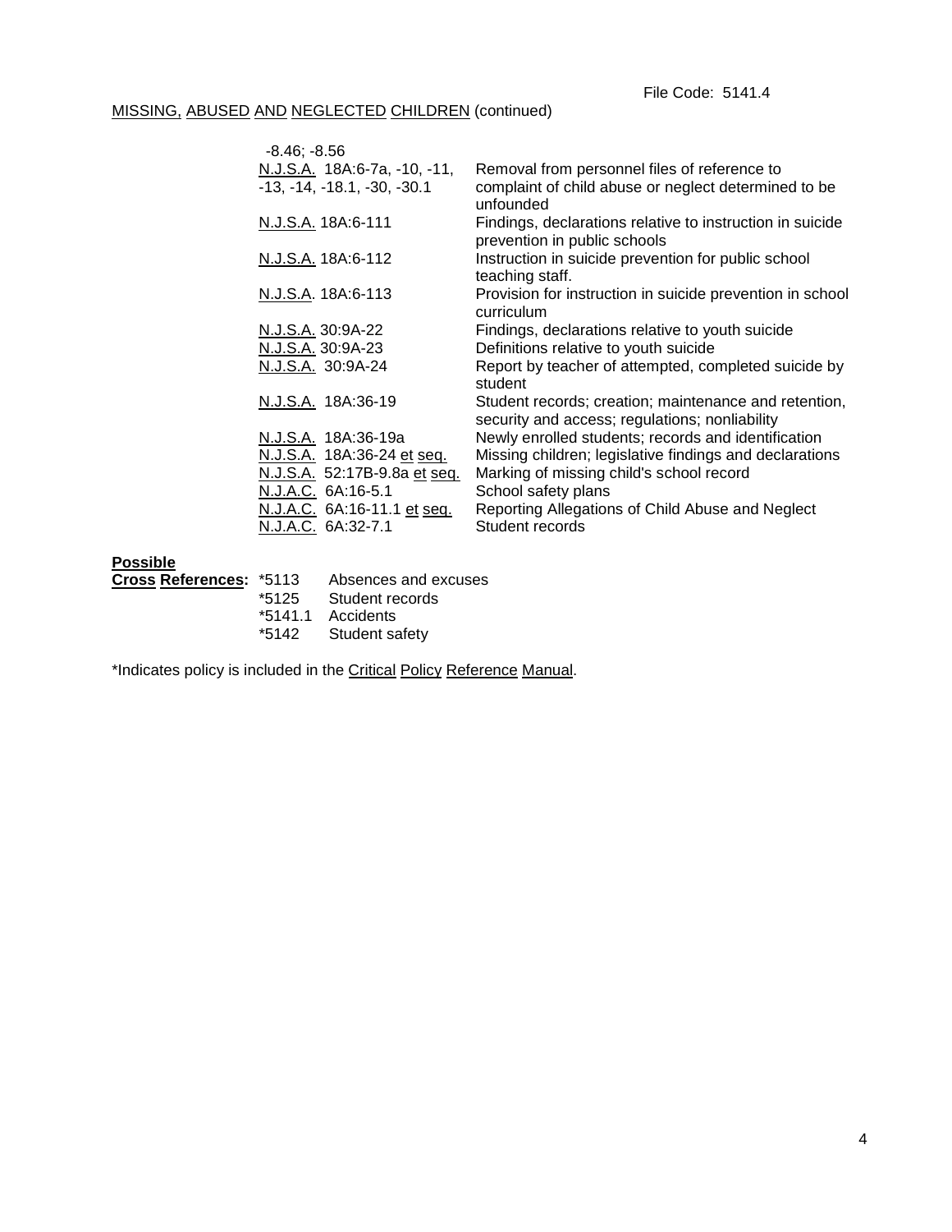File Code: 5141.4

MISSING, ABUSED AND NEGLECTED CHILDREN (continued)

| | |
|---|---|
| -8.46; -8.56 | |
| N.J.S.A. 18A:6-7a, -10, -11, -13, -14, -18.1, -30, -30.1 | Removal from personnel files of reference to complaint of child abuse or neglect determined to be unfounded |
| N.J.S.A. 18A:6-111 | Findings, declarations relative to instruction in suicide prevention in public schools |
| N.J.S.A. 18A:6-112 | Instruction in suicide prevention for public school teaching staff. |
| N.J.S.A. 18A:6-113 | Provision for instruction in suicide prevention in school curriculum |
| N.J.S.A. 30:9A-22 | Findings, declarations relative to youth suicide |
| N.J.S.A. 30:9A-23 | Definitions relative to youth suicide |
| N.J.S.A. 30:9A-24 | Report by teacher of attempted, completed suicide by student |
| N.J.S.A. 18A:36-19 | Student records; creation; maintenance and retention, security and access; regulations; nonliability |
| N.J.S.A. 18A:36-19a | Newly enrolled students; records and identification |
| N.J.S.A. 18A:36-24 et seq. | Missing children; legislative findings and declarations |
| N.J.S.A. 52:17B-9.8a et seq. | Marking of missing child's school record |
| N.J.A.C. 6A:16-5.1 | School safety plans |
| N.J.A.C. 6A:16-11.1 et seq. | Reporting Allegations of Child Abuse and Neglect |
| N.J.A.C. 6A:32-7.1 | Student records |

**Possible Cross References:**

| | |
|---|---|
| *5113 | Absences and excuses |
| *5125 | Student records |
| *5141.1 | Accidents |
| *5142 | Student safety |

*Indicates policy is included in the Critical Policy Reference Manual.